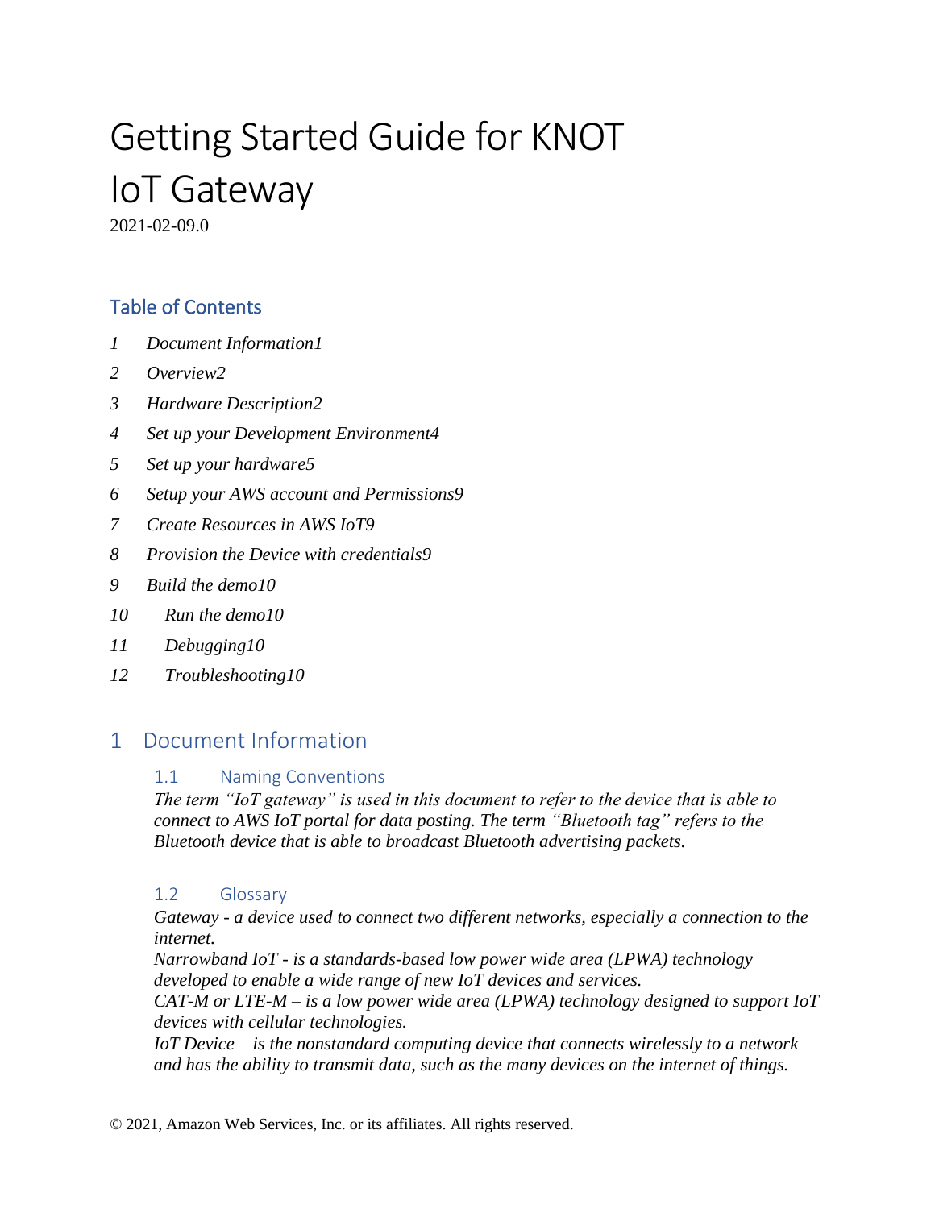# Getting Started Guide for KNOT IoT Gateway

2021-02-09.0

## Table of Contents

*1 Document Information1*

*2 Overview2*

*3 Hardware Description2*

*4 Set up your Development Environment4*

*5 Set up your hardware5*

*6 Setup your AWS account and Permissions9*

*7 Create Resources in AWS IoT9*

*8 Provision the Device with credentials9*

*9 Build the demo10*

*10 Run the demo10*

*11 Debugging10*

*12 Troubleshooting10*

## 1 Document Information

### 1.1 Naming Conventions

*The term "IoT gateway" is used in this document to refer to the device that is able to connect to AWS IoT portal for data posting. The term "Bluetooth tag" refers to the Bluetooth device that is able to broadcast Bluetooth advertising packets.*

### 1.2 Glossary

*Gateway - a device used to connect two different networks, especially a connection to the internet.*

*Narrowband IoT - is a standards-based low power wide area (LPWA) technology developed to enable a wide range of new IoT devices and services.*

*CAT-M or LTE-M – is a low power wide area (LPWA) technology designed to support IoT devices with cellular technologies.*

*IoT Device – is the nonstandard computing device that connects wirelessly to a network and has the ability to transmit data, such as the many devices on the internet of things.*

© 2021, Amazon Web Services, Inc. or its affiliates. All rights reserved.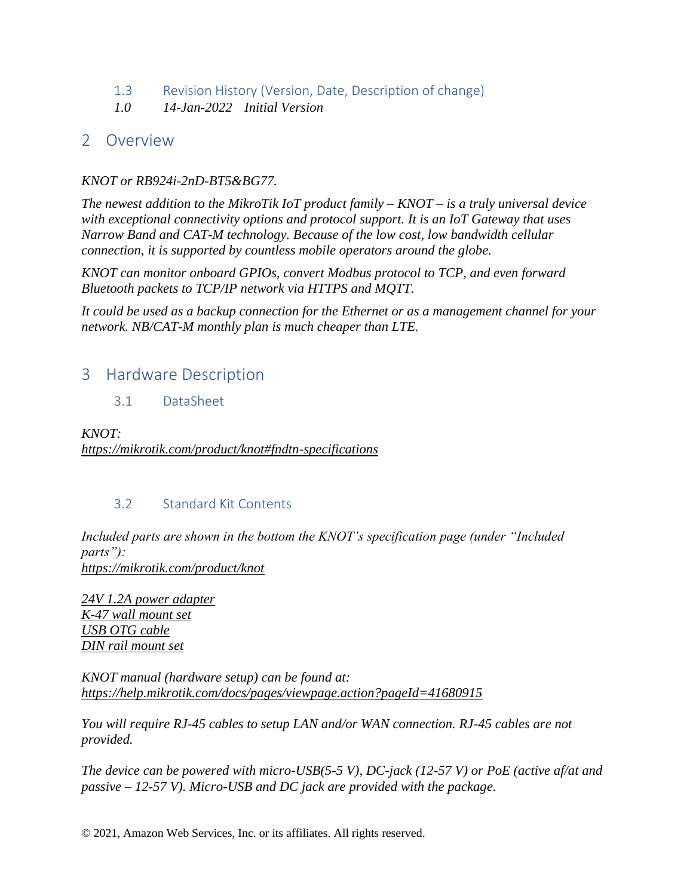### 1.3 Revision History (Version, Date, Description of change)

*1.0 14-Jan-2022 Initial Version*

# 2 Overview

*KNOT or RB924i-2nD-BT5&BG77.*

*The newest addition to the MikroTik IoT product family – KNOT – is a truly universal device with exceptional connectivity options and protocol support. It is an IoT Gateway that uses Narrow Band and CAT-M technology. Because of the low cost, low bandwidth cellular connection, it is supported by countless mobile operators around the globe.*

*KNOT can monitor onboard GPIOs, convert Modbus protocol to TCP, and even forward Bluetooth packets to TCP/IP network via HTTPS and MQTT.*

*It could be used as a backup connection for the Ethernet or as a management channel for your network. NB/CAT-M monthly plan is much cheaper than LTE.*

# 3 Hardware Description

## 3.1 DataSheet

*KNOT:*
*https://mikrotik.com/product/knot#fndtn-specifications*

## 3.2 Standard Kit Contents

*Included parts are shown in the bottom the KNOT's specification page (under "Included parts"):*
*https://mikrotik.com/product/knot*

*24V 1.2A power adapter*
*K-47 wall mount set*
*USB OTG cable*
*DIN rail mount set*

*KNOT manual (hardware setup) can be found at:*
*https://help.mikrotik.com/docs/pages/viewpage.action?pageId=41680915*

*You will require RJ-45 cables to setup LAN and/or WAN connection. RJ-45 cables are not provided.*

*The device can be powered with micro-USB(5-5 V), DC-jack (12-57 V) or PoE (active af/at and passive – 12-57 V). Micro-USB and DC jack are provided with the package.*

© 2021, Amazon Web Services, Inc. or its affiliates. All rights reserved.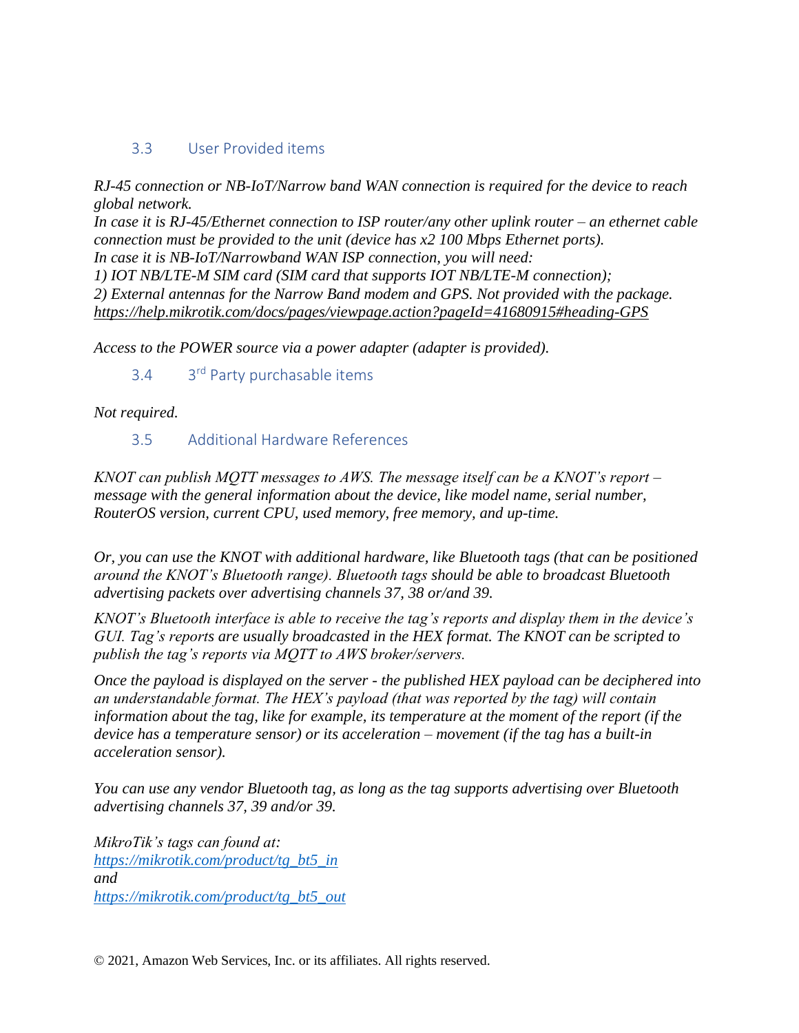### 3.3 User Provided items

*RJ-45 connection or NB-IoT/Narrow band WAN connection is required for the device to reach global network.*
*In case it is RJ-45/Ethernet connection to ISP router/any other uplink router – an ethernet cable connection must be provided to the unit (device has x2 100 Mbps Ethernet ports).*
*In case it is NB-IoT/Narrowband WAN ISP connection, you will need:*
*1) IOT NB/LTE-M SIM card (SIM card that supports IOT NB/LTE-M connection);*
*2) External antennas for the Narrow Band modem and GPS. Not provided with the package.*
*https://help.mikrotik.com/docs/pages/viewpage.action?pageId=41680915#heading-GPS*

*Access to the POWER source via a power adapter (adapter is provided).*

### 3.4 3rd Party purchasable items

*Not required.*

### 3.5 Additional Hardware References

*KNOT can publish MQTT messages to AWS. The message itself can be a KNOT's report – message with the general information about the device, like model name, serial number, RouterOS version, current CPU, used memory, free memory, and up-time.*

*Or, you can use the KNOT with additional hardware, like Bluetooth tags (that can be positioned around the KNOT's Bluetooth range). Bluetooth tags should be able to broadcast Bluetooth advertising packets over advertising channels 37, 38 or/and 39.*

*KNOT's Bluetooth interface is able to receive the tag's reports and display them in the device's GUI. Tag's reports are usually broadcasted in the HEX format. The KNOT can be scripted to publish the tag's reports via MQTT to AWS broker/servers.*

*Once the payload is displayed on the server - the published HEX payload can be deciphered into an understandable format. The HEX's payload (that was reported by the tag) will contain information about the tag, like for example, its temperature at the moment of the report (if the device has a temperature sensor) or its acceleration – movement (if the tag has a built-in acceleration sensor).*

*You can use any vendor Bluetooth tag, as long as the tag supports advertising over Bluetooth advertising channels 37, 39 and/or 39.*

*MikroTik's tags can found at:*
*https://mikrotik.com/product/tg_bt5_in*
*and*
*https://mikrotik.com/product/tg_bt5_out*

© 2021, Amazon Web Services, Inc. or its affiliates. All rights reserved.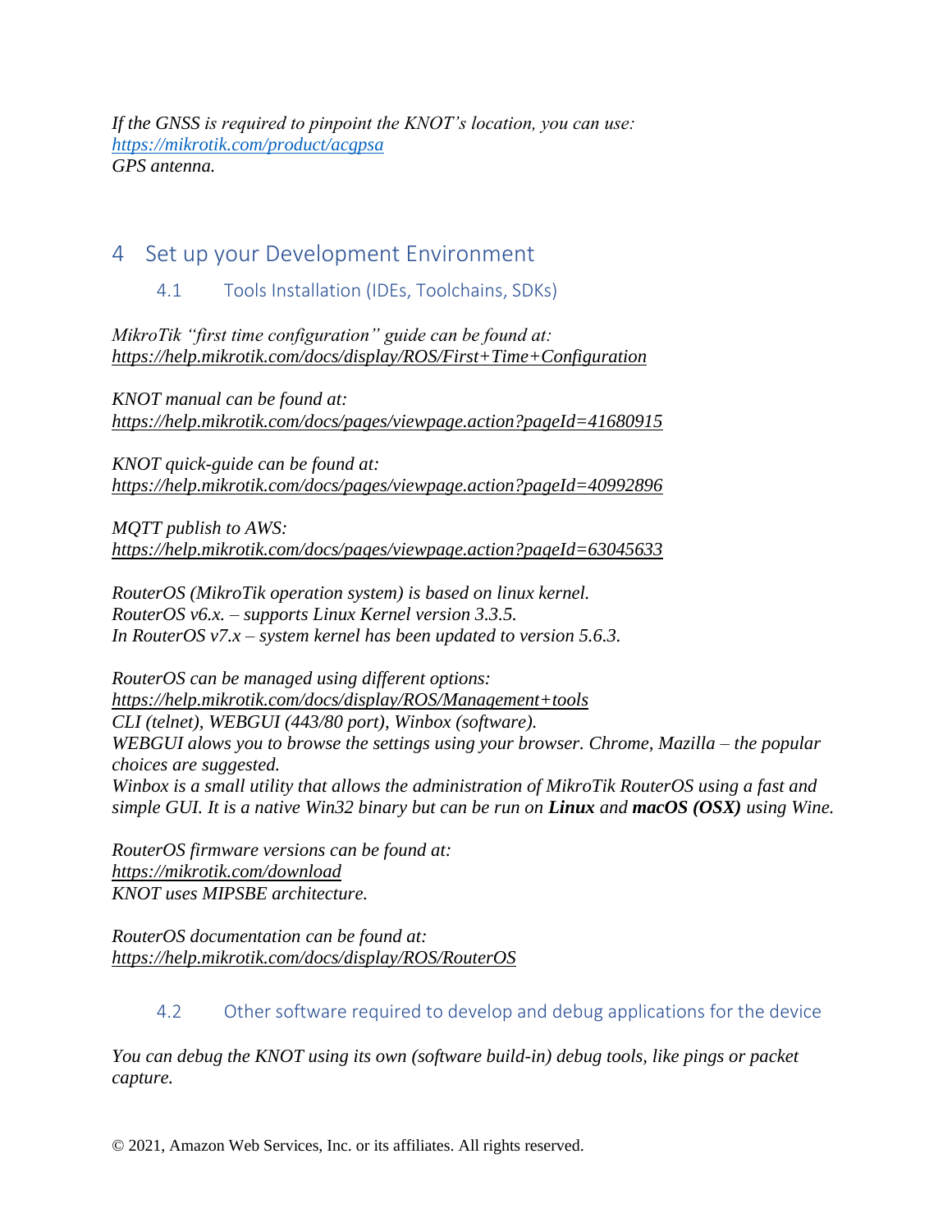*If the GNSS is required to pinpoint the KNOT's location, you can use:*
*https://mikrotik.com/product/acgpsa*
*GPS antenna.*

# 4 Set up your Development Environment

## 4.1 Tools Installation (IDEs, Toolchains, SDKs)

*MikroTik "first time configuration" guide can be found at:*
*https://help.mikrotik.com/docs/display/ROS/First+Time+Configuration*

*KNOT manual can be found at:*
*https://help.mikrotik.com/docs/pages/viewpage.action?pageId=41680915*

*KNOT quick-guide can be found at:*
*https://help.mikrotik.com/docs/pages/viewpage.action?pageId=40992896*

*MQTT publish to AWS:*
*https://help.mikrotik.com/docs/pages/viewpage.action?pageId=63045633*

*RouterOS (MikroTik operation system) is based on linux kernel.*
*RouterOS v6.x. – supports Linux Kernel version 3.3.5.*
*In RouterOS v7.x – system kernel has been updated to version 5.6.3.*

*RouterOS can be managed using different options:*
*https://help.mikrotik.com/docs/display/ROS/Management+tools*
*CLI (telnet), WEBGUI (443/80 port), Winbox (software).*
*WEBGUI alows you to browse the settings using your browser. Chrome, Mazilla – the popular choices are suggested.*
*Winbox is a small utility that allows the administration of MikroTik RouterOS using a fast and simple GUI. It is a native Win32 binary but can be run on **Linux** and **macOS (OSX)** using Wine.*

*RouterOS firmware versions can be found at:*
*https://mikrotik.com/download*
*KNOT uses MIPSBE architecture.*

*RouterOS documentation can be found at:*
*https://help.mikrotik.com/docs/display/ROS/RouterOS*

## 4.2 Other software required to develop and debug applications for the device

*You can debug the KNOT using its own (software build-in) debug tools, like pings or packet capture.*

© 2021, Amazon Web Services, Inc. or its affiliates. All rights reserved.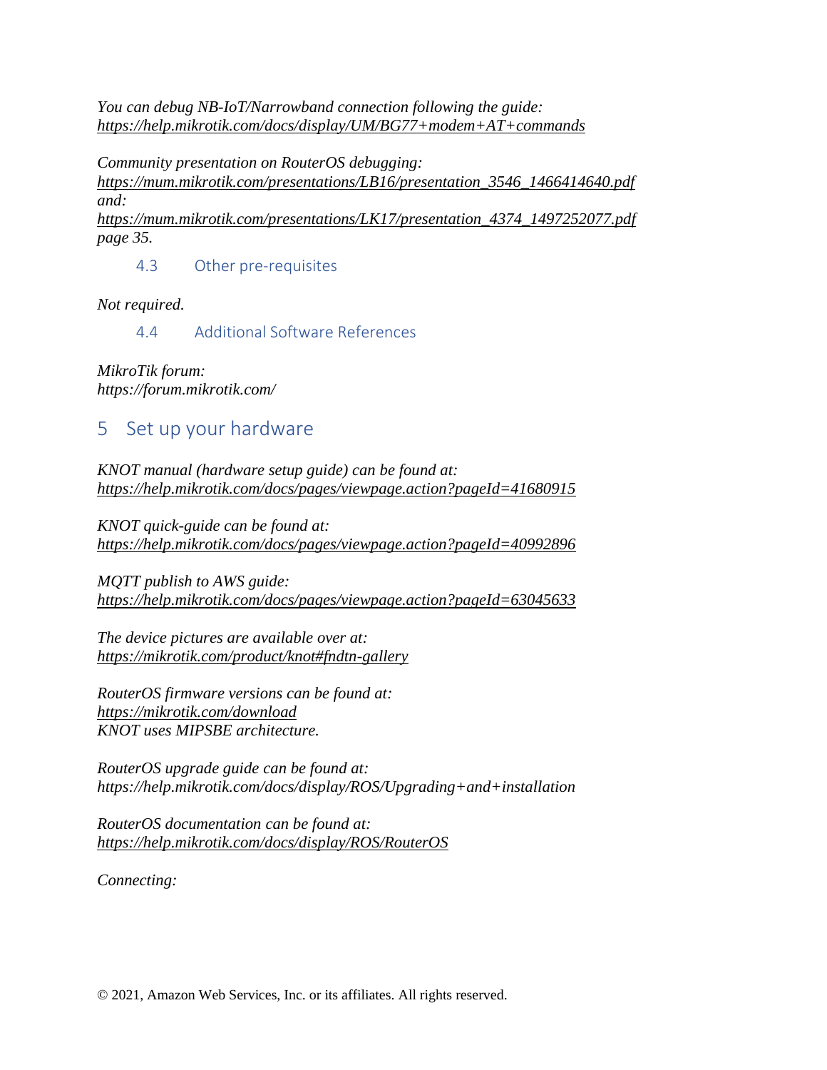*You can debug NB-IoT/Narrowband connection following the guide:*
*https://help.mikrotik.com/docs/display/UM/BG77+modem+AT+commands*

*Community presentation on RouterOS debugging:*
*https://mum.mikrotik.com/presentations/LB16/presentation_3546_1466414640.pdf*
*and:*
*https://mum.mikrotik.com/presentations/LK17/presentation_4374_1497252077.pdf*
*page 35.*

### 4.3 Other pre-requisites

*Not required.*

### 4.4 Additional Software References

*MikroTik forum:*
*https://forum.mikrotik.com/*

## 5 Set up your hardware

*KNOT manual (hardware setup guide) can be found at:*
*https://help.mikrotik.com/docs/pages/viewpage.action?pageId=41680915*

*KNOT quick-guide can be found at:*
*https://help.mikrotik.com/docs/pages/viewpage.action?pageId=40992896*

*MQTT publish to AWS guide:*
*https://help.mikrotik.com/docs/pages/viewpage.action?pageId=63045633*

*The device pictures are available over at:*
*https://mikrotik.com/product/knot#fndtn-gallery*

*RouterOS firmware versions can be found at:*
*https://mikrotik.com/download*
*KNOT uses MIPSBE architecture.*

*RouterOS upgrade guide can be found at:*
*https://help.mikrotik.com/docs/display/ROS/Upgrading+and+installation*

*RouterOS documentation can be found at:*
*https://help.mikrotik.com/docs/display/ROS/RouterOS*

*Connecting:*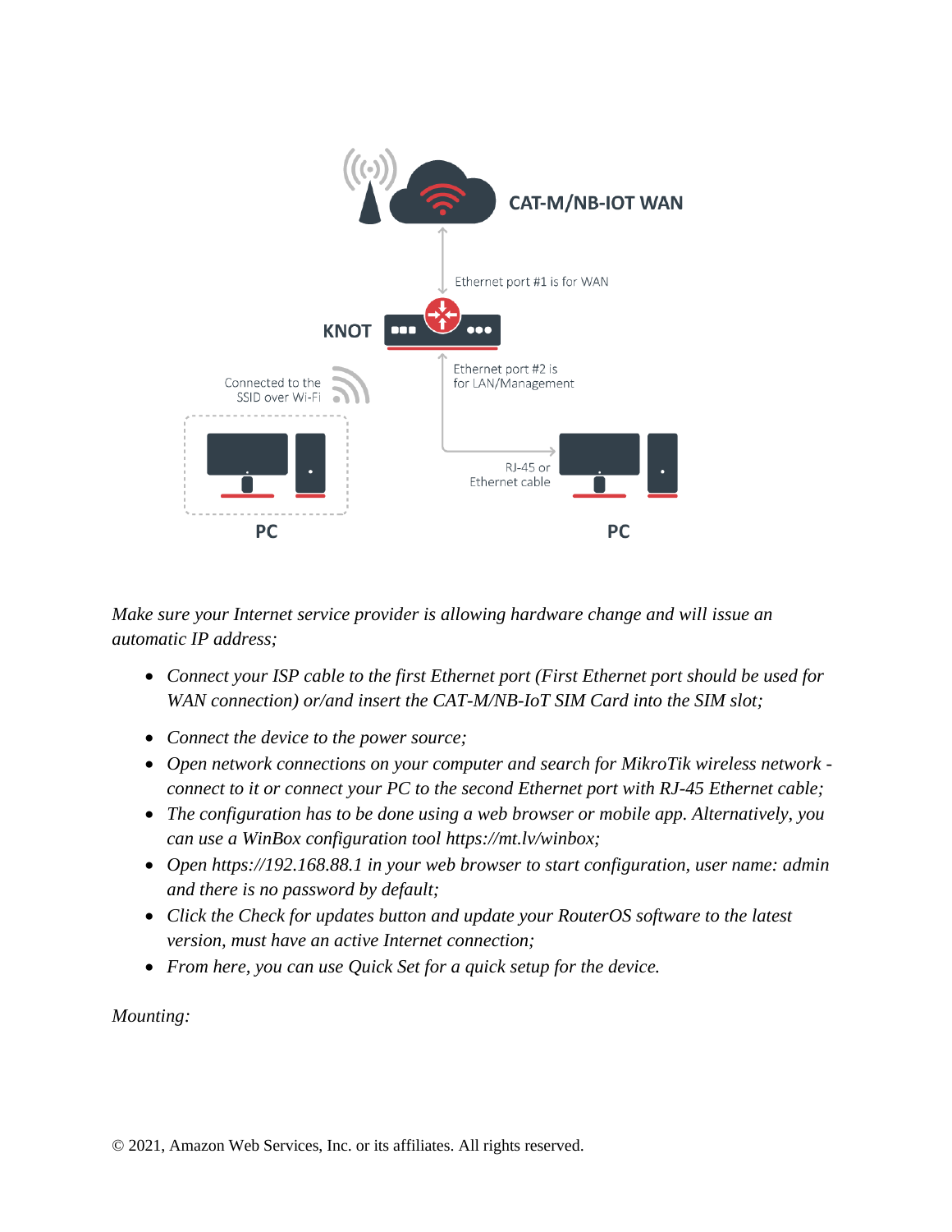*Make sure your Internet service provider is allowing hardware change and will issue an automatic IP address;*

- *Connect your ISP cable to the first Ethernet port (First Ethernet port should be used for WAN connection) or/and insert the CAT-M/NB-IoT SIM Card into the SIM slot;*
- *Connect the device to the power source;*
- *Open network connections on your computer and search for MikroTik wireless network - connect to it or connect your PC to the second Ethernet port with RJ-45 Ethernet cable;*
- *The configuration has to be done using a web browser or mobile app. Alternatively, you can use a WinBox configuration tool https://mt.lv/winbox;*
- *Open https://192.168.88.1 in your web browser to start configuration, user name: admin and there is no password by default;*
- *Click the Check for updates button and update your RouterOS software to the latest version, must have an active Internet connection;*
- *From here, you can use Quick Set for a quick setup for the device.*

*Mounting:*

© 2021, Amazon Web Services, Inc. or its affiliates. All rights reserved.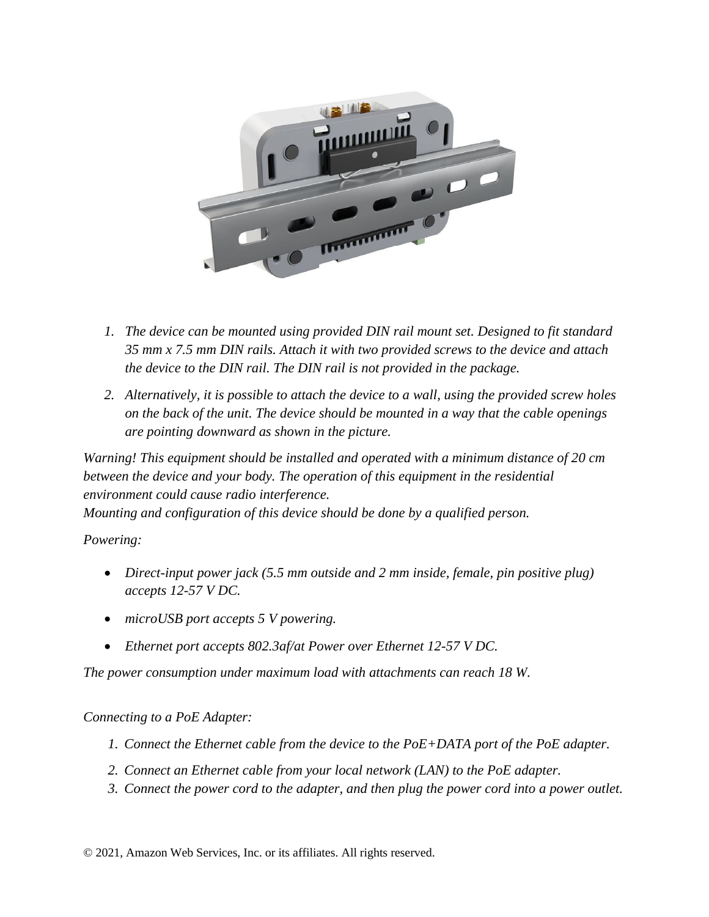1. *The device can be mounted using provided DIN rail mount set. Designed to fit standard 35 mm x 7.5 mm DIN rails. Attach it with two provided screws to the device and attach the device to the DIN rail. The DIN rail is not provided in the package.*
2. *Alternatively, it is possible to attach the device to a wall, using the provided screw holes on the back of the unit. The device should be mounted in a way that the cable openings are pointing downward as shown in the picture.*

*Warning! This equipment should be installed and operated with a minimum distance of 20 cm between the device and your body. The operation of this equipment in the residential environment could cause radio interference.*
*Mounting and configuration of this device should be done by a qualified person.*

*Powering:*

- *Direct-input power jack (5.5 mm outside and 2 mm inside, female, pin positive plug) accepts 12-57 V DC.*
- *microUSB port accepts 5 V powering.*
- *Ethernet port accepts 802.3af/at Power over Ethernet 12-57 V DC.*

*The power consumption under maximum load with attachments can reach 18 W.*

*Connecting to a PoE Adapter:*

1. *Connect the Ethernet cable from the device to the PoE+DATA port of the PoE adapter.*
2. *Connect an Ethernet cable from your local network (LAN) to the PoE adapter.*
3. *Connect the power cord to the adapter, and then plug the power cord into a power outlet.*

© 2021, Amazon Web Services, Inc. or its affiliates. All rights reserved.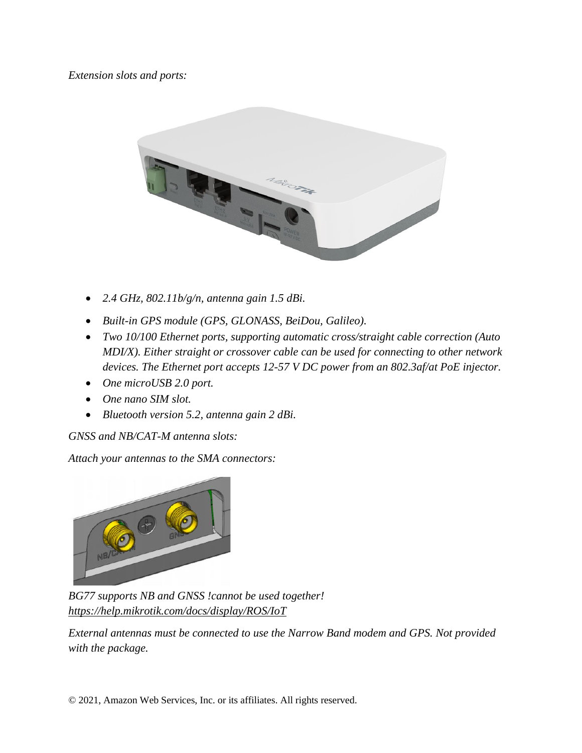*Extension slots and ports:*

- *2.4 GHz, 802.11b/g/n, antenna gain 1.5 dBi.*
- *Built-in GPS module (GPS, GLONASS, BeiDou, Galileo).*
- *Two 10/100 Ethernet ports, supporting automatic cross/straight cable correction (Auto MDI/X). Either straight or crossover cable can be used for connecting to other network devices. The Ethernet port accepts 12-57 V DC power from an 802.3af/at PoE injector.*
- *One microUSB 2.0 port.*
- *One nano SIM slot.*
- *Bluetooth version 5.2, antenna gain 2 dBi.*

*GNSS and NB/CAT-M antenna slots:*

*Attach your antennas to the SMA connectors:*

*BG77 supports NB and GNSS !cannot be used together!*
*https://help.mikrotik.com/docs/display/ROS/IoT*

*External antennas must be connected to use the Narrow Band modem and GPS. Not provided with the package.*

© 2021, Amazon Web Services, Inc. or its affiliates. All rights reserved.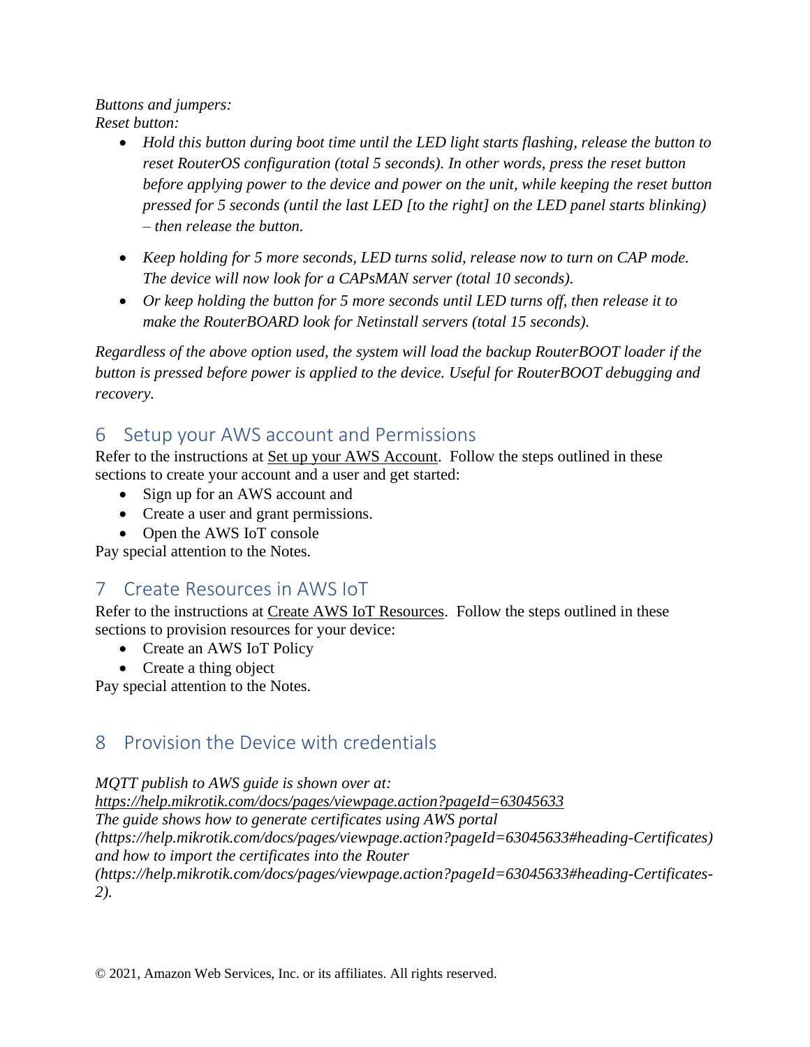*Buttons and jumpers:*
*Reset button:*

- *Hold this button during boot time until the LED light starts flashing, release the button to reset RouterOS configuration (total 5 seconds). In other words, press the reset button before applying power to the device and power on the unit, while keeping the reset button pressed for 5 seconds (until the last LED [to the right] on the LED panel starts blinking) – then release the button.*
- *Keep holding for 5 more seconds, LED turns solid, release now to turn on CAP mode. The device will now look for a CAPsMAN server (total 10 seconds).*
- *Or keep holding the button for 5 more seconds until LED turns off, then release it to make the RouterBOARD look for Netinstall servers (total 15 seconds).*

*Regardless of the above option used, the system will load the backup RouterBOOT loader if the button is pressed before power is applied to the device. Useful for RouterBOOT debugging and recovery.*

## 6 Setup your AWS account and Permissions

Refer to the instructions at Set up your AWS Account. Follow the steps outlined in these sections to create your account and a user and get started:

- Sign up for an AWS account and
- Create a user and grant permissions.
- Open the AWS IoT console

Pay special attention to the Notes.

## 7 Create Resources in AWS IoT

Refer to the instructions at Create AWS IoT Resources. Follow the steps outlined in these sections to provision resources for your device:

- Create an AWS IoT Policy
- Create a thing object

Pay special attention to the Notes.

## 8 Provision the Device with credentials

*MQTT publish to AWS guide is shown over at:*
*https://help.mikrotik.com/docs/pages/viewpage.action?pageId=63045633*
*The guide shows how to generate certificates using AWS portal (https://help.mikrotik.com/docs/pages/viewpage.action?pageId=63045633#heading-Certificates) and how to import the certificates into the Router (https://help.mikrotik.com/docs/pages/viewpage.action?pageId=63045633#heading-Certificates-2).*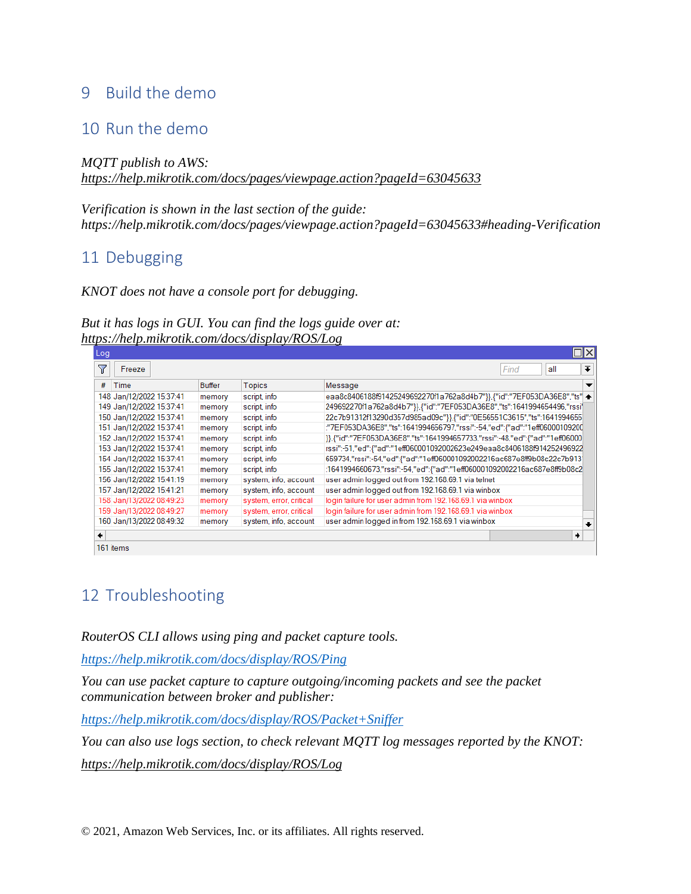# 9 Build the demo

# 10 Run the demo

*MQTT publish to AWS:*
*https://help.mikrotik.com/docs/pages/viewpage.action?pageId=63045633*

*Verification is shown in the last section of the guide:*
*https://help.mikrotik.com/docs/pages/viewpage.action?pageId=63045633#heading-Verification*

# 11 Debugging

*KNOT does not have a console port for debugging.*

*But it has logs in GUI. You can find the logs guide over at:*
*https://help.mikrotik.com/docs/display/ROS/Log*

Log

Freeze | Find | all

| # | Time | Buffer | Topics | Message |
|---|---|---|---|---|
| 148 | Jan/12/2022 15:37:41 | memory | script, info | eaa8c8406188f91425249692270f1a762a8d4b7"}},{"id":"7EF053DA36E8","ts" |
| 149 | Jan/12/2022 15:37:41 | memory | script, info | 249692270f1a762a8d4b7"}},{"id":"7EF053DA36E8","ts":1641994654496,"rssi |
| 150 | Jan/12/2022 15:37:41 | memory | script, info | 22c7b91312f13290d357d985ad09c"}},{"id":"0E56551C3615","ts":1641994655 |
| 151 | Jan/12/2022 15:37:41 | memory | script, info | :"7EF053DA36E8","ts":1641994656797,"rssi":-54,"ed":{"ad":"1eff06000109200 |
| 152 | Jan/12/2022 15:37:41 | memory | script, info | }},{"id":"7EF053DA36E8","ts":1641994657733,"rssi":-48,"ed":{"ad":"1eff06000 |
| 153 | Jan/12/2022 15:37:41 | memory | script, info | rssi":-51,"ed":{"ad":"1eff060001092002623e249eaa8c8406188f914252496922 |
| 154 | Jan/12/2022 15:37:41 | memory | script, info | 659734,"rssi":-54,"ed":{"ad":"1eff060001092002216ac687e8ff9b08c22c7b913 |
| 155 | Jan/12/2022 15:37:41 | memory | script, info | :1641994660673,"rssi":-54,"ed":{"ad":"1eff060001092002216ac687e8ff9b08c2 |
| 156 | Jan/12/2022 15:41:19 | memory | system, info, account | user admin logged out from 192.168.69.1 via telnet |
| 157 | Jan/12/2022 15:41:21 | memory | system, info, account | user admin logged out from 192.168.69.1 via winbox |
| 158 | Jan/13/2022 08:49:23 | memory | system, error, critical | login failure for user admin from 192.168.69.1 via winbox |
| 159 | Jan/13/2022 08:49:27 | memory | system, error, critical | login failure for user admin from 192.168.69.1 via winbox |
| 160 | Jan/13/2022 08:49:32 | memory | system, info, account | user admin logged in from 192.168.69.1 via winbox |

161 items

# 12 Troubleshooting

*RouterOS CLI allows using ping and packet capture tools.*

*https://help.mikrotik.com/docs/display/ROS/Ping*

*You can use packet capture to capture outgoing/incoming packets and see the packet communication between broker and publisher:*

*https://help.mikrotik.com/docs/display/ROS/Packet+Sniffer*

*You can also use logs section, to check relevant MQTT log messages reported by the KNOT:*

*https://help.mikrotik.com/docs/display/ROS/Log*

© 2021, Amazon Web Services, Inc. or its affiliates. All rights reserved.